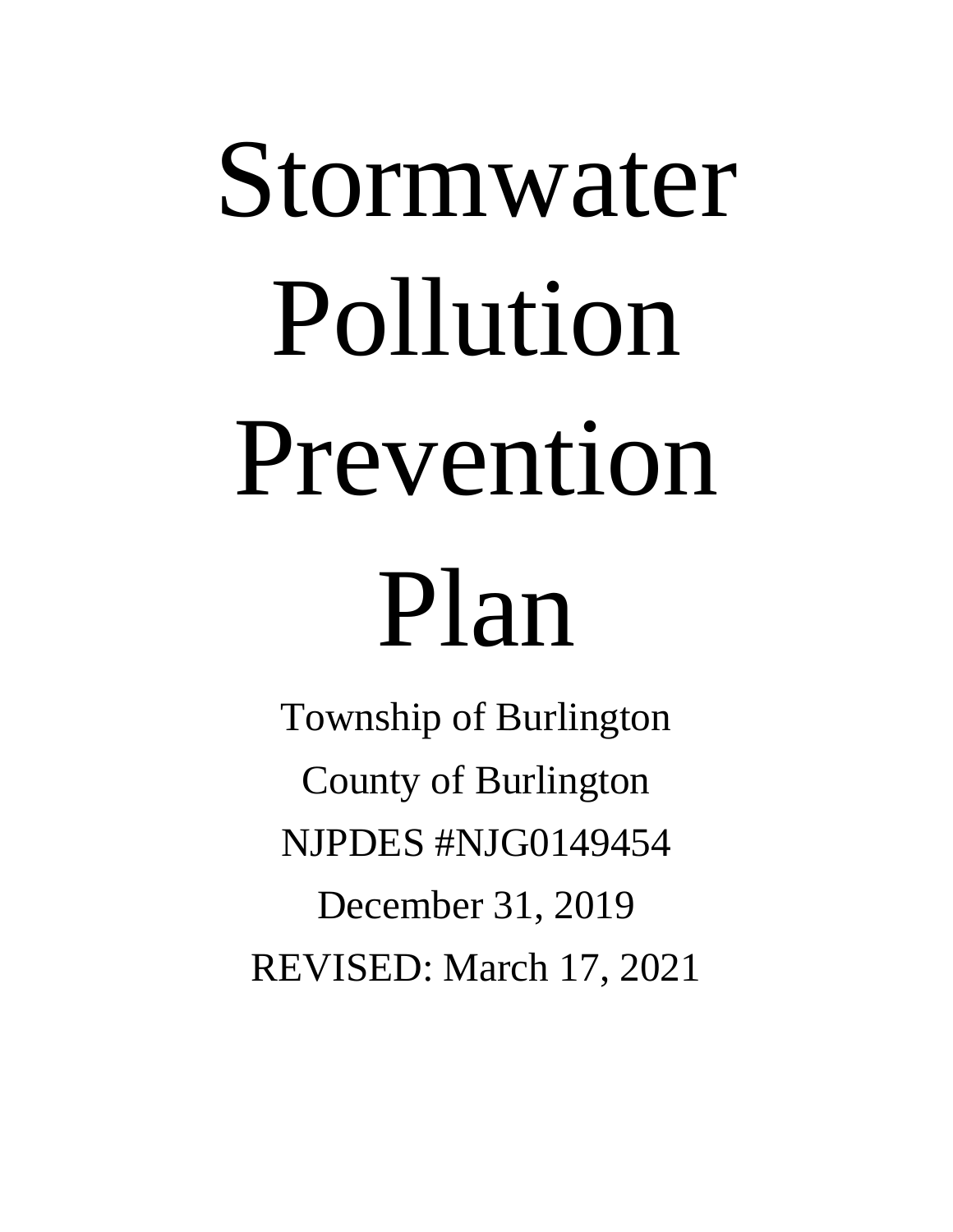# Stormwater Pollution Prevention Plan

Township of Burlington

County of Burlington

NJPDES #NJG0149454

December 31, 2019

REVISED: March 17, 2021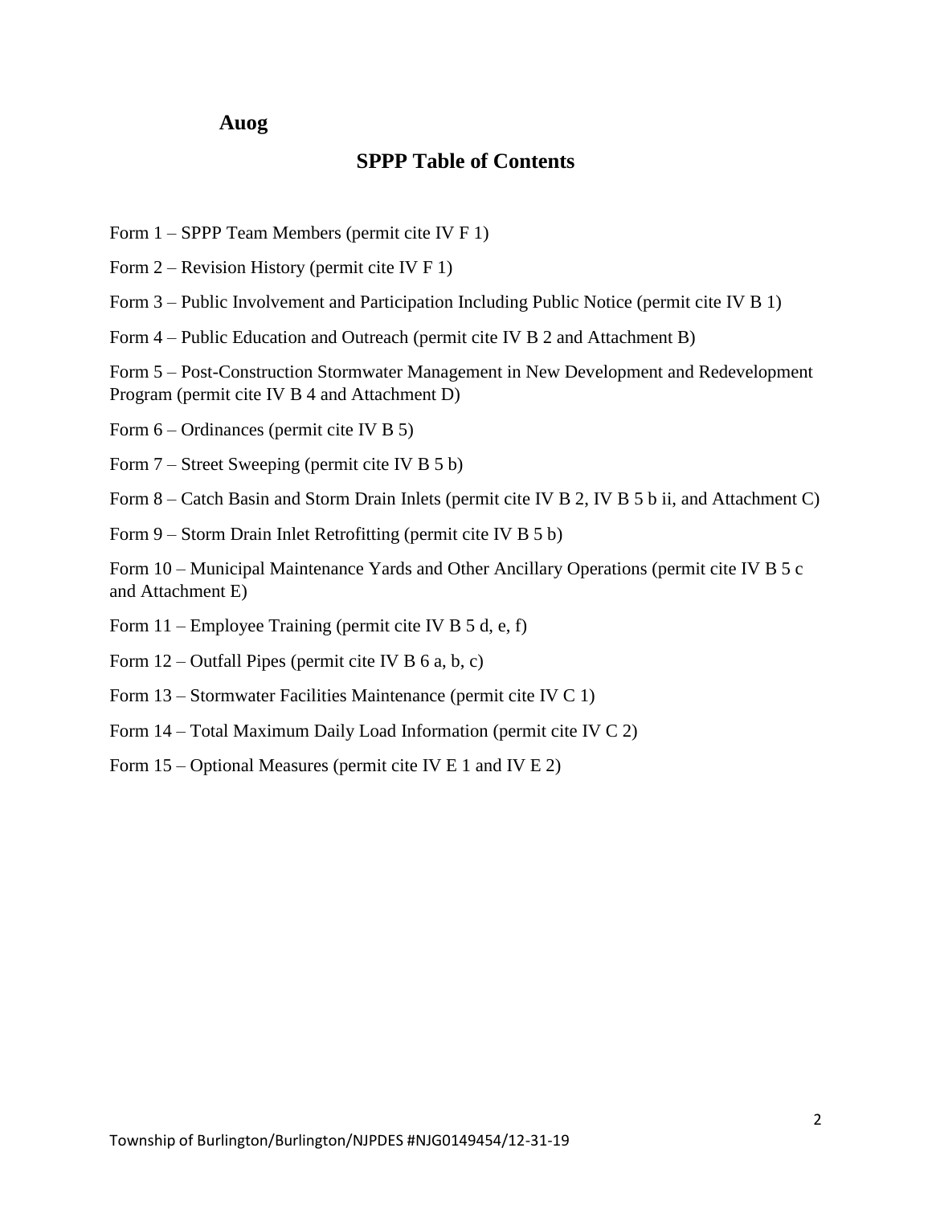**Auog**

# SPPP Table of Contents

Form 1 – SPPP Team Members (permit cite IV F 1)

Form 2 – Revision History (permit cite IV F 1)

Form 3 – Public Involvement and Participation Including Public Notice (permit cite IV B 1)

Form 4 – Public Education and Outreach (permit cite IV B 2 and Attachment B)

Form 5 – Post-Construction Stormwater Management in New Development and Redevelopment Program (permit cite IV B 4 and Attachment D)

Form 6 – Ordinances (permit cite IV B 5)

Form 7 – Street Sweeping (permit cite IV B 5 b)

Form 8 – Catch Basin and Storm Drain Inlets (permit cite IV B 2, IV B 5 b ii, and Attachment C)

Form 9 – Storm Drain Inlet Retrofitting (permit cite IV B 5 b)

Form 10 – Municipal Maintenance Yards and Other Ancillary Operations (permit cite IV B 5 c and Attachment E)

Form 11 – Employee Training (permit cite IV B 5 d, e, f)

Form 12 – Outfall Pipes (permit cite IV B 6 a, b, c)

Form 13 – Stormwater Facilities Maintenance (permit cite IV C 1)

Form 14 – Total Maximum Daily Load Information (permit cite IV C 2)

Form 15 – Optional Measures (permit cite IV E 1 and IV E 2)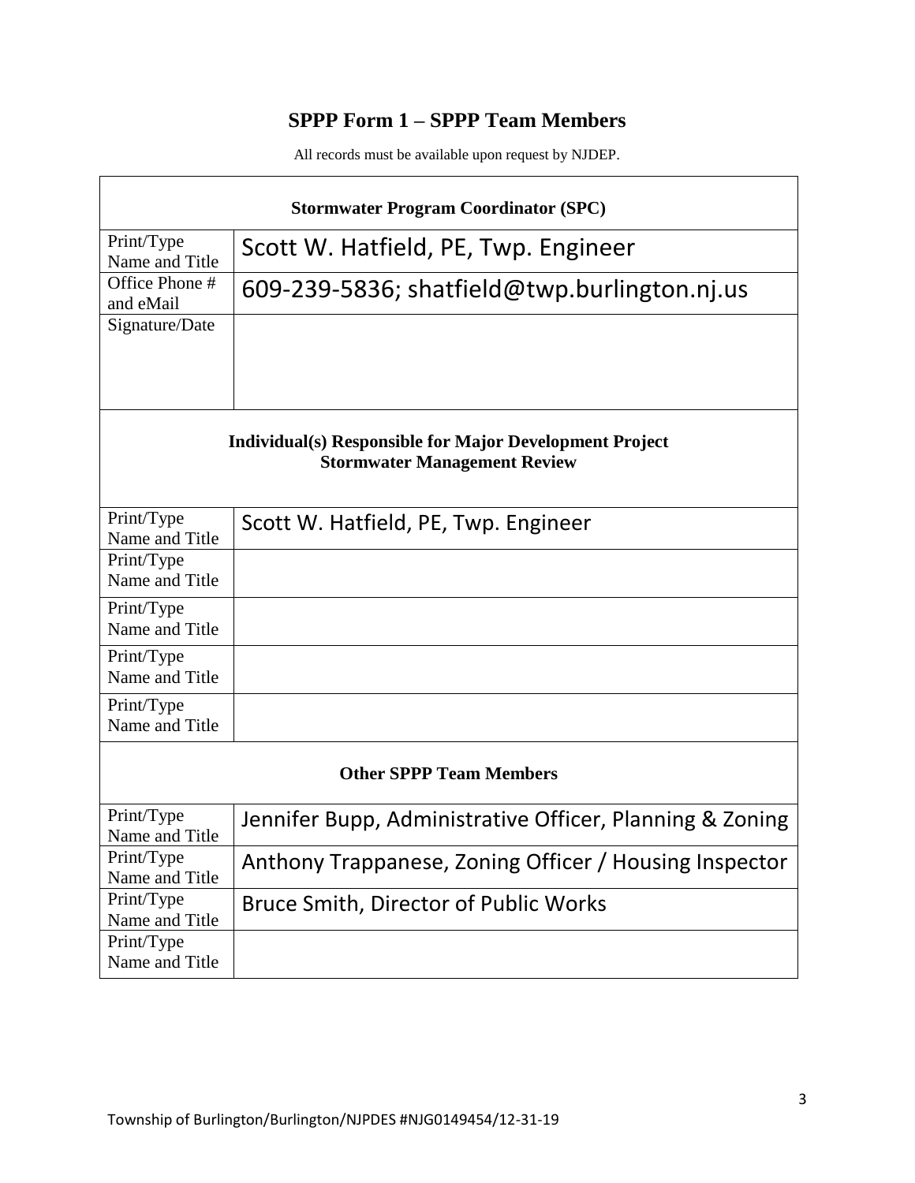# SPPP Form 1 – SPPP Team Members

All records must be available upon request by NJDEP.

| **Stormwater Program Coordinator (SPC)** | |
|---|---|
| Print/Type Name and Title | Scott W. Hatfield, PE, Twp. Engineer |
| Office Phone # and eMail | 609-239-5836; shatfield@twp.burlington.nj.us |
| Signature/Date | |
| **Individual(s) Responsible for Major Development Project Stormwater Management Review** | |
| Print/Type Name and Title | Scott W. Hatfield, PE, Twp. Engineer |
| Print/Type Name and Title | |
| Print/Type Name and Title | |
| Print/Type Name and Title | |
| Print/Type Name and Title | |
| **Other SPPP Team Members** | |
| Print/Type Name and Title | Jennifer Bupp, Administrative Officer, Planning & Zoning |
| Print/Type Name and Title | Anthony Trappanese, Zoning Officer / Housing Inspector |
| Print/Type Name and Title | Bruce Smith, Director of Public Works |
| Print/Type Name and Title | |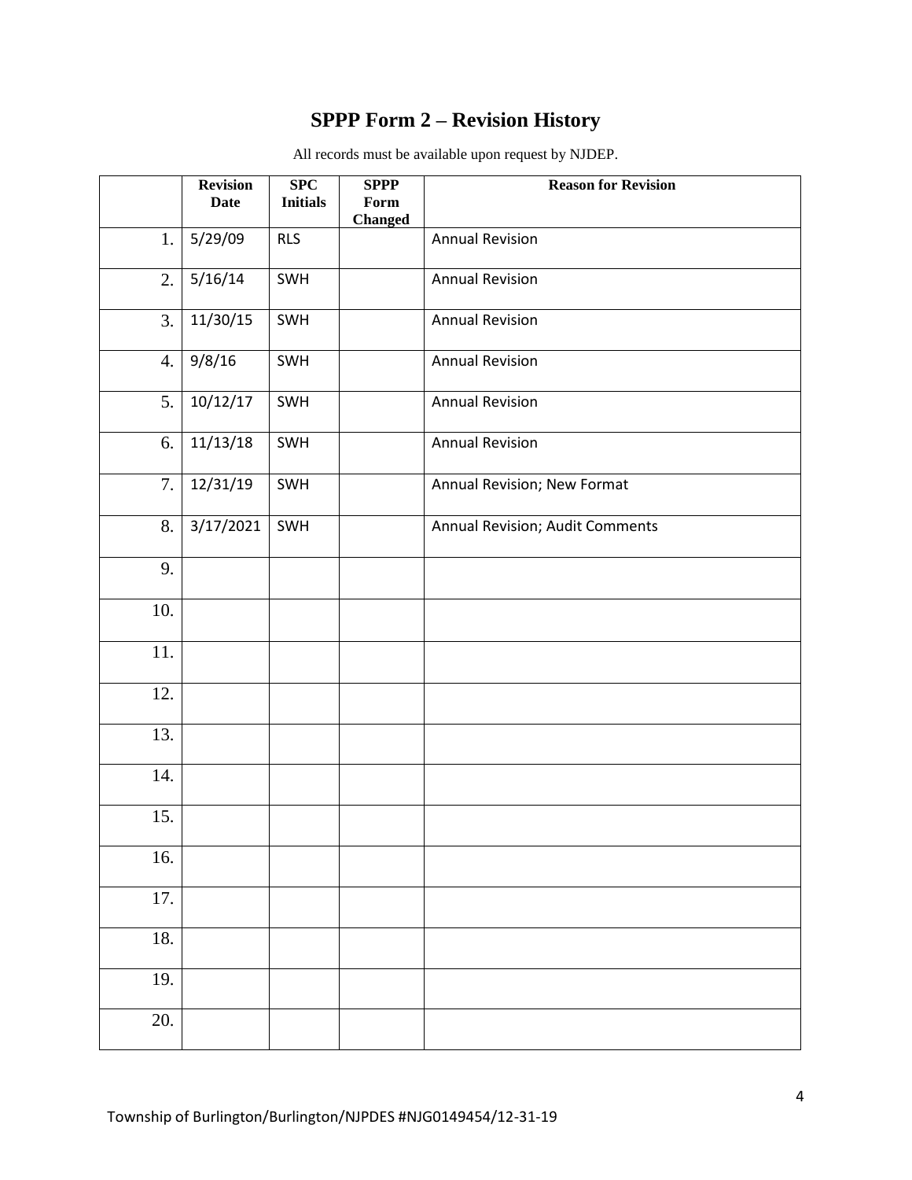# SPPP Form 2 – Revision History

All records must be available upon request by NJDEP.

| | Revision Date | SPC Initials | SPPP Form Changed | Reason for Revision |
|---|---|---|---|---|
| 1. | 5/29/09 | RLS | | Annual Revision |
| 2. | 5/16/14 | SWH | | Annual Revision |
| 3. | 11/30/15 | SWH | | Annual Revision |
| 4. | 9/8/16 | SWH | | Annual Revision |
| 5. | 10/12/17 | SWH | | Annual Revision |
| 6. | 11/13/18 | SWH | | Annual Revision |
| 7. | 12/31/19 | SWH | | Annual Revision; New Format |
| 8. | 3/17/2021 | SWH | | Annual Revision; Audit Comments |
| 9. | | | | |
| 10. | | | | |
| 11. | | | | |
| 12. | | | | |
| 13. | | | | |
| 14. | | | | |
| 15. | | | | |
| 16. | | | | |
| 17. | | | | |
| 18. | | | | |
| 19. | | | | |
| 20. | | | | |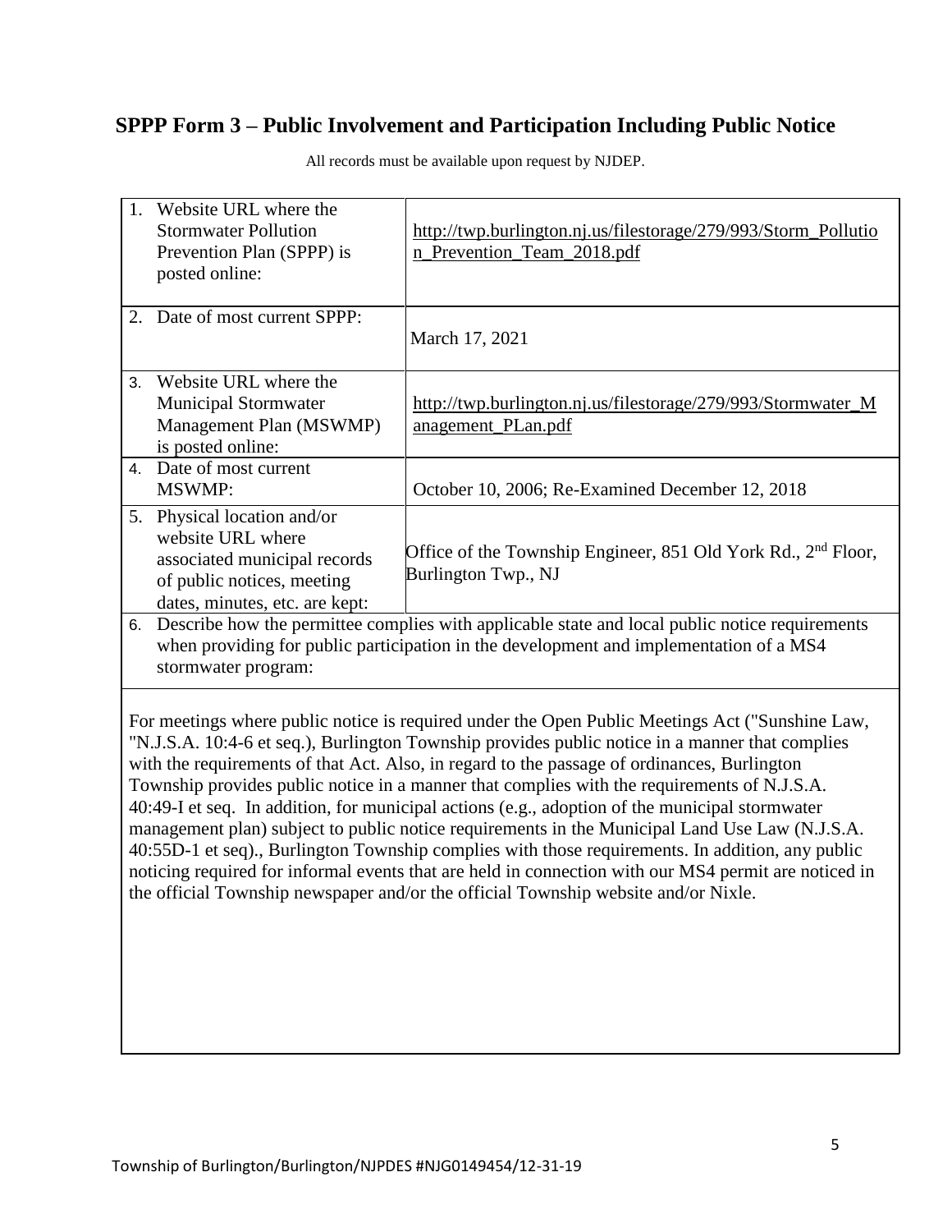# SPPP Form 3 – Public Involvement and Participation Including Public Notice

All records must be available upon request by NJDEP.

| | |
|---|---|
| 1. Website URL where the Stormwater Pollution Prevention Plan (SPPP) is posted online: | http://twp.burlington.nj.us/filestorage/279/993/Storm_Pollution_Prevention_Team_2018.pdf |
| 2. Date of most current SPPP: | March 17, 2021 |
| 3. Website URL where the Municipal Stormwater Management Plan (MSWMP) is posted online: | http://twp.burlington.nj.us/filestorage/279/993/Stormwater_Management_PLan.pdf |
| 4. Date of most current MSWMP: | October 10, 2006; Re-Examined December 12, 2018 |
| 5. Physical location and/or website URL where associated municipal records of public notices, meeting dates, minutes, etc. are kept: | Office of the Township Engineer, 851 Old York Rd., 2nd Floor, Burlington Twp., NJ |

6. Describe how the permittee complies with applicable state and local public notice requirements when providing for public participation in the development and implementation of a MS4 stormwater program:

For meetings where public notice is required under the Open Public Meetings Act ("Sunshine Law, "N.J.S.A. 10:4-6 et seq.), Burlington Township provides public notice in a manner that complies with the requirements of that Act. Also, in regard to the passage of ordinances, Burlington Township provides public notice in a manner that complies with the requirements of N.J.S.A. 40:49-I et seq. In addition, for municipal actions (e.g., adoption of the municipal stormwater management plan) subject to public notice requirements in the Municipal Land Use Law (N.J.S.A. 40:55D-1 et seq)., Burlington Township complies with those requirements. In addition, any public noticing required for informal events that are held in connection with our MS4 permit are noticed in the official Township newspaper and/or the official Township website and/or Nixle.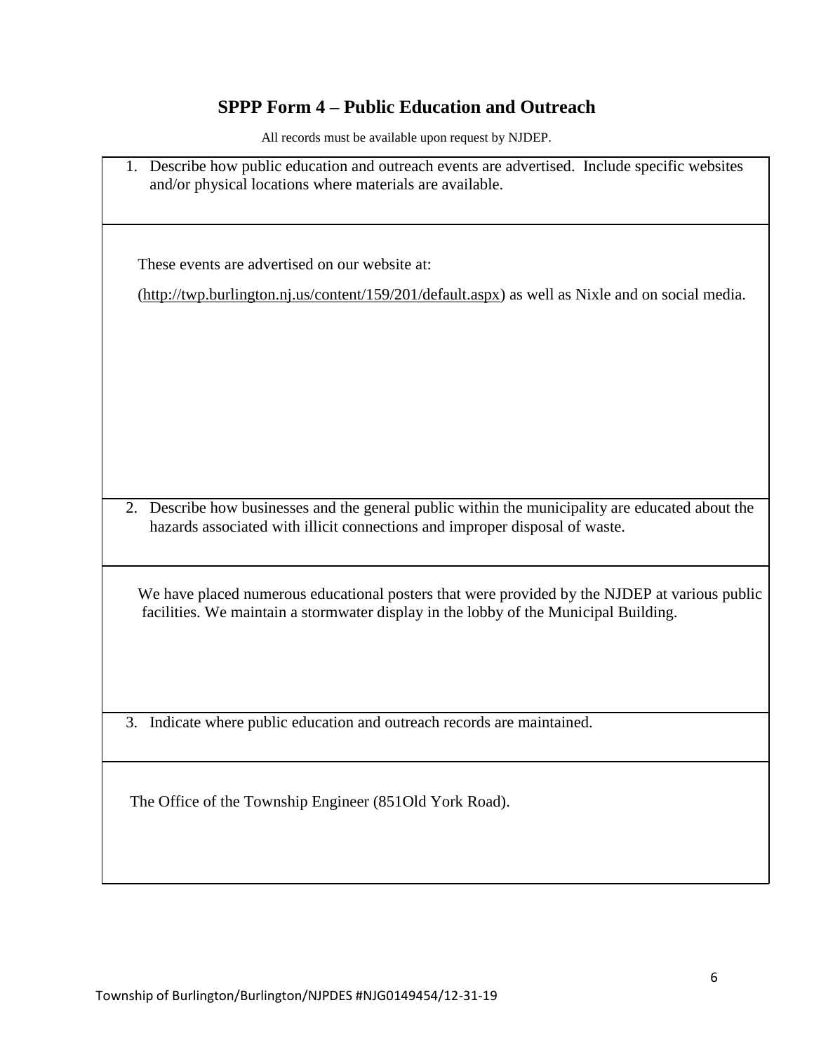# SPPP Form 4 – Public Education and Outreach

All records must be available upon request by NJDEP.

1. Describe how public education and outreach events are advertised. Include specific websites and/or physical locations where materials are available.

These events are advertised on our website at:

(http://twp.burlington.nj.us/content/159/201/default.aspx) as well as Nixle and on social media.

2. Describe how businesses and the general public within the municipality are educated about the hazards associated with illicit connections and improper disposal of waste.

We have placed numerous educational posters that were provided by the NJDEP at various public facilities. We maintain a stormwater display in the lobby of the Municipal Building.

3. Indicate where public education and outreach records are maintained.

The Office of the Township Engineer (851Old York Road).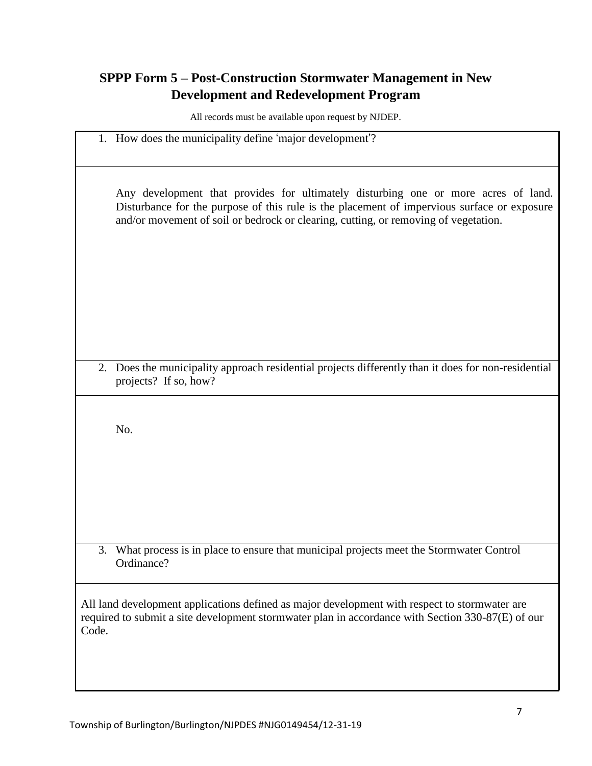## SPPP Form 5 – Post-Construction Stormwater Management in New Development and Redevelopment Program

All records must be available upon request by NJDEP.

1. How does the municipality define 'major development'?

   Any development that provides for ultimately disturbing one or more acres of land. Disturbance for the purpose of this rule is the placement of impervious surface or exposure and/or movement of soil or bedrock or clearing, cutting, or removing of vegetation.

2. Does the municipality approach residential projects differently than it does for non-residential projects? If so, how?

   No.

3. What process is in place to ensure that municipal projects meet the Stormwater Control Ordinance?

All land development applications defined as major development with respect to stormwater are required to submit a site development stormwater plan in accordance with Section 330-87(E) of our Code.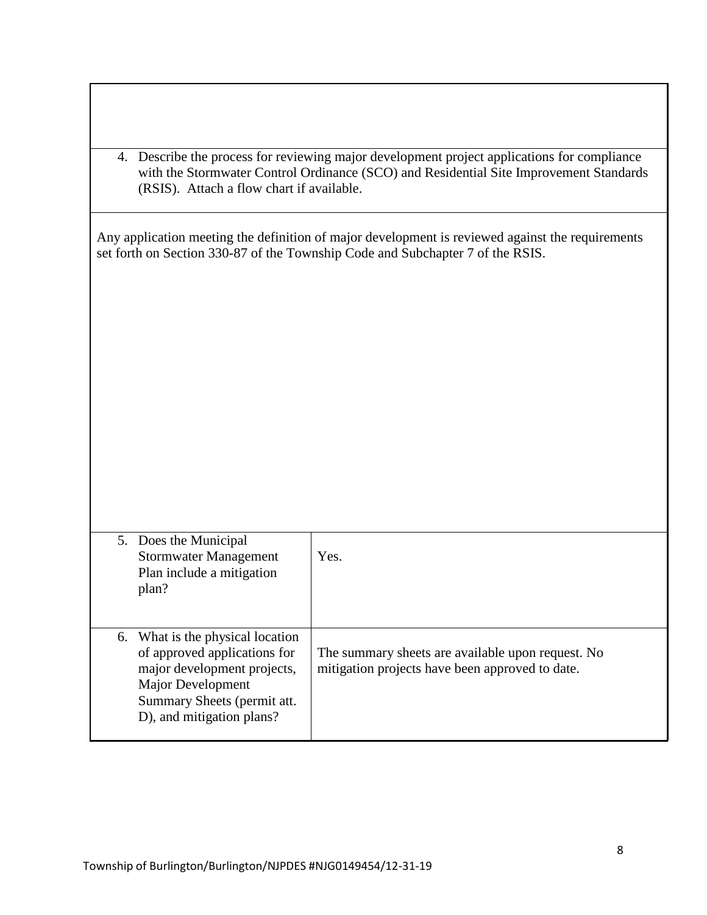4. Describe the process for reviewing major development project applications for compliance with the Stormwater Control Ordinance (SCO) and Residential Site Improvement Standards (RSIS). Attach a flow chart if available.

Any application meeting the definition of major development is reviewed against the requirements set forth on Section 330-87 of the Township Code and Subchapter 7 of the RSIS.

| Question | Response |
| --- | --- |
| 5. Does the Municipal Stormwater Management Plan include a mitigation plan? | Yes. |
| 6. What is the physical location of approved applications for major development projects, Major Development Summary Sheets (permit att. D), and mitigation plans? | The summary sheets are available upon request. No mitigation projects have been approved to date. |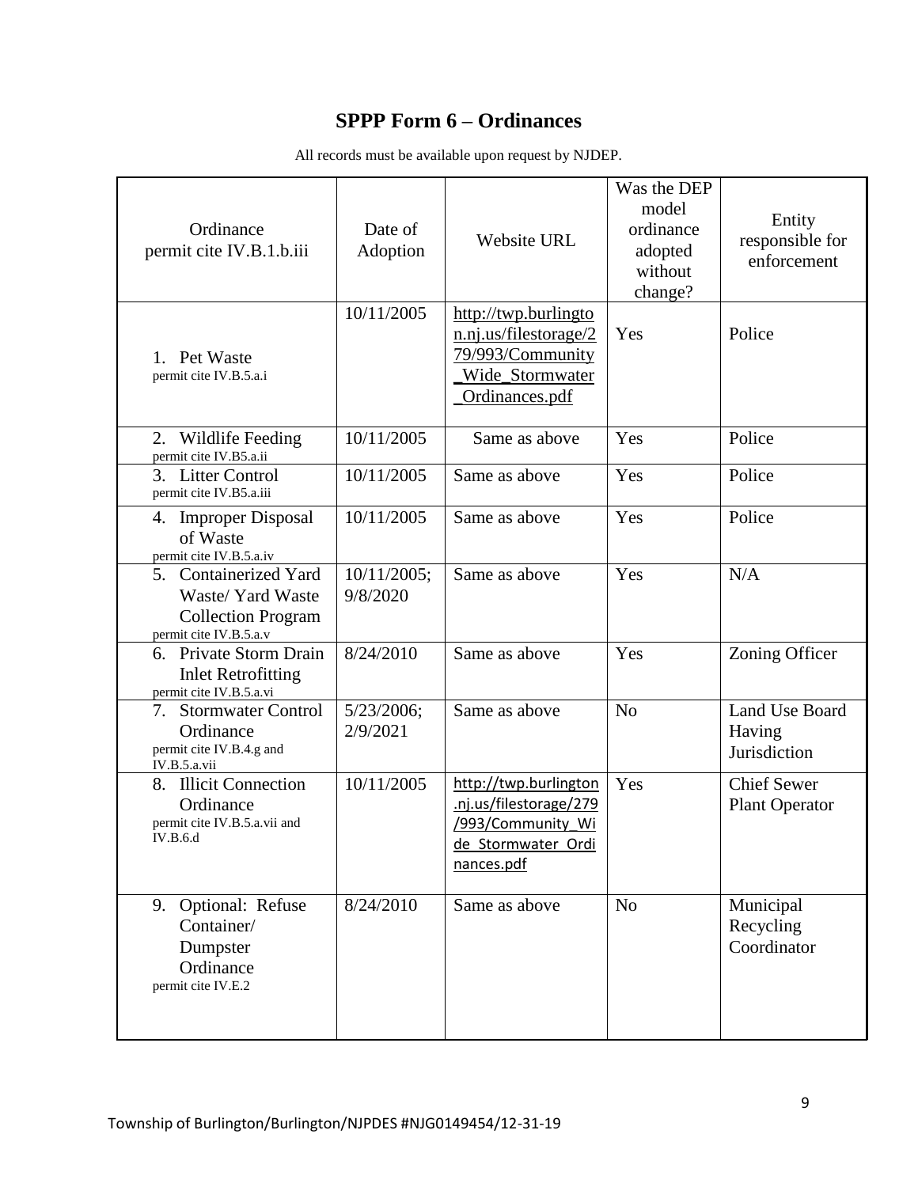# SPPP Form 6 – Ordinances

All records must be available upon request by NJDEP.

| Ordinance permit cite IV.B.1.b.iii | Date of Adoption | Website URL | Was the DEP model ordinance adopted without change? | Entity responsible for enforcement |
|---|---|---|---|---|
| 1. Pet Waste permit cite IV.B.5.a.i | 10/11/2005 | http://twp.burlington.nj.us/filestorage/279/993/Community_Wide_Stormwater_Ordinances.pdf | Yes | Police |
| 2. Wildlife Feeding permit cite IV.B5.a.ii | 10/11/2005 | Same as above | Yes | Police |
| 3. Litter Control permit cite IV.B5.a.iii | 10/11/2005 | Same as above | Yes | Police |
| 4. Improper Disposal of Waste permit cite IV.B.5.a.iv | 10/11/2005 | Same as above | Yes | Police |
| 5. Containerized Yard Waste/ Yard Waste Collection Program permit cite IV.B.5.a.v | 10/11/2005; 9/8/2020 | Same as above | Yes | N/A |
| 6. Private Storm Drain Inlet Retrofitting permit cite IV.B.5.a.vi | 8/24/2010 | Same as above | Yes | Zoning Officer |
| 7. Stormwater Control Ordinance permit cite IV.B.4.g and IV.B.5.a.vii | 5/23/2006; 2/9/2021 | Same as above | No | Land Use Board Having Jurisdiction |
| 8. Illicit Connection Ordinance permit cite IV.B.5.a.vii and IV.B.6.d | 10/11/2005 | http://twp.burlington.nj.us/filestorage/279/993/Community_Wide_Stormwater_Ordinances.pdf | Yes | Chief Sewer Plant Operator |
| 9. Optional: Refuse Container/ Dumpster Ordinance permit cite IV.E.2 | 8/24/2010 | Same as above | No | Municipal Recycling Coordinator |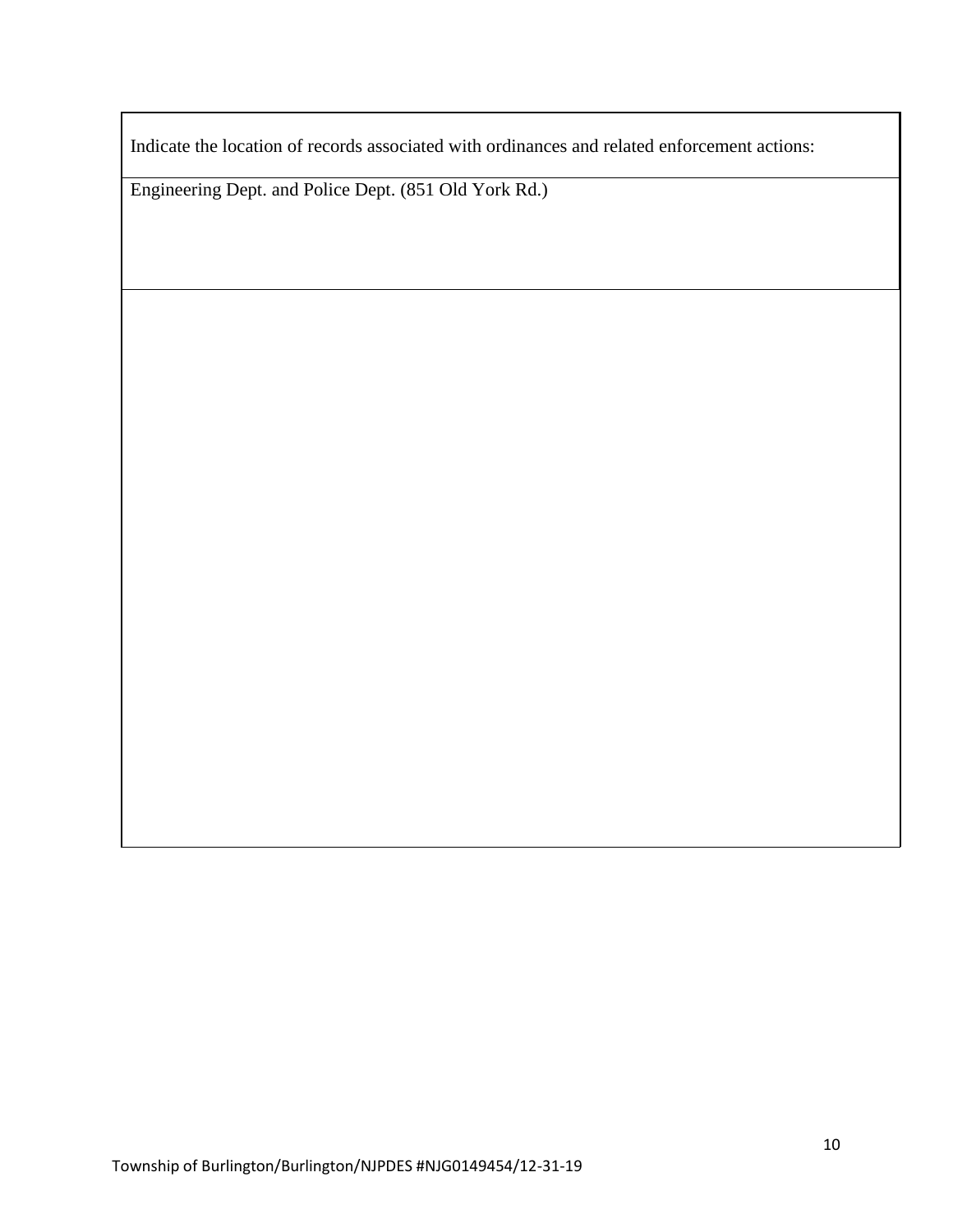| Indicate the location of records associated with ordinances and related enforcement actions: |
| --- |
| Engineering Dept. and Police Dept. (851 Old York Rd.) |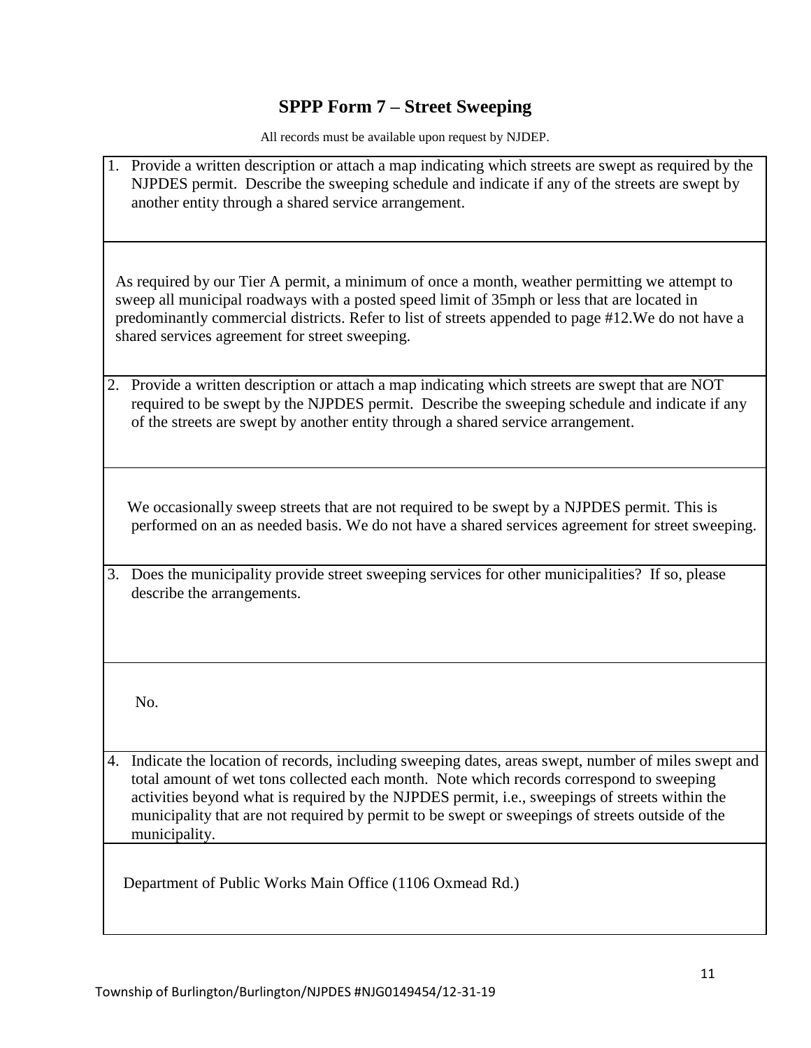# SPPP Form 7 – Street Sweeping

All records must be available upon request by NJDEP.

1. Provide a written description or attach a map indicating which streets are swept as required by the NJPDES permit. Describe the sweeping schedule and indicate if any of the streets are swept by another entity through a shared service arrangement.

As required by our Tier A permit, a minimum of once a month, weather permitting we attempt to sweep all municipal roadways with a posted speed limit of 35mph or less that are located in predominantly commercial districts. Refer to list of streets appended to page #12.We do not have a shared services agreement for street sweeping.

2. Provide a written description or attach a map indicating which streets are swept that are NOT required to be swept by the NJPDES permit. Describe the sweeping schedule and indicate if any of the streets are swept by another entity through a shared service arrangement.

We occasionally sweep streets that are not required to be swept by a NJPDES permit. This is performed on an as needed basis. We do not have a shared services agreement for street sweeping.

3. Does the municipality provide street sweeping services for other municipalities? If so, please describe the arrangements.

No.

4. Indicate the location of records, including sweeping dates, areas swept, number of miles swept and total amount of wet tons collected each month. Note which records correspond to sweeping activities beyond what is required by the NJPDES permit, i.e., sweepings of streets within the municipality that are not required by permit to be swept or sweepings of streets outside of the municipality.

Department of Public Works Main Office (1106 Oxmead Rd.)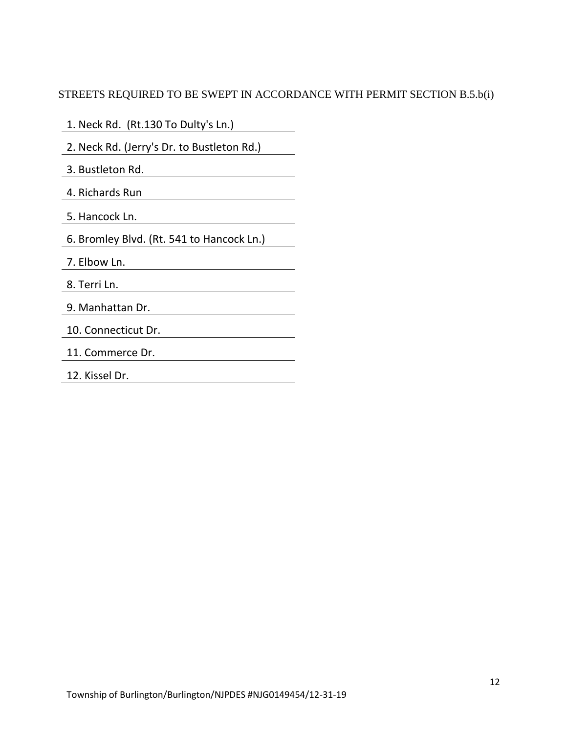STREETS REQUIRED TO BE SWEPT IN ACCORDANCE WITH PERMIT SECTION B.5.b(i)

1. Neck Rd.  (Rt.130 To Dulty's Ln.)
2. Neck Rd. (Jerry's Dr. to Bustleton Rd.)
3. Bustleton Rd.
4. Richards Run
5. Hancock Ln.
6. Bromley Blvd. (Rt. 541 to Hancock Ln.)
7. Elbow Ln.
8. Terri Ln.
9. Manhattan Dr.
10. Connecticut Dr.
11. Commerce Dr.
12. Kissel Dr.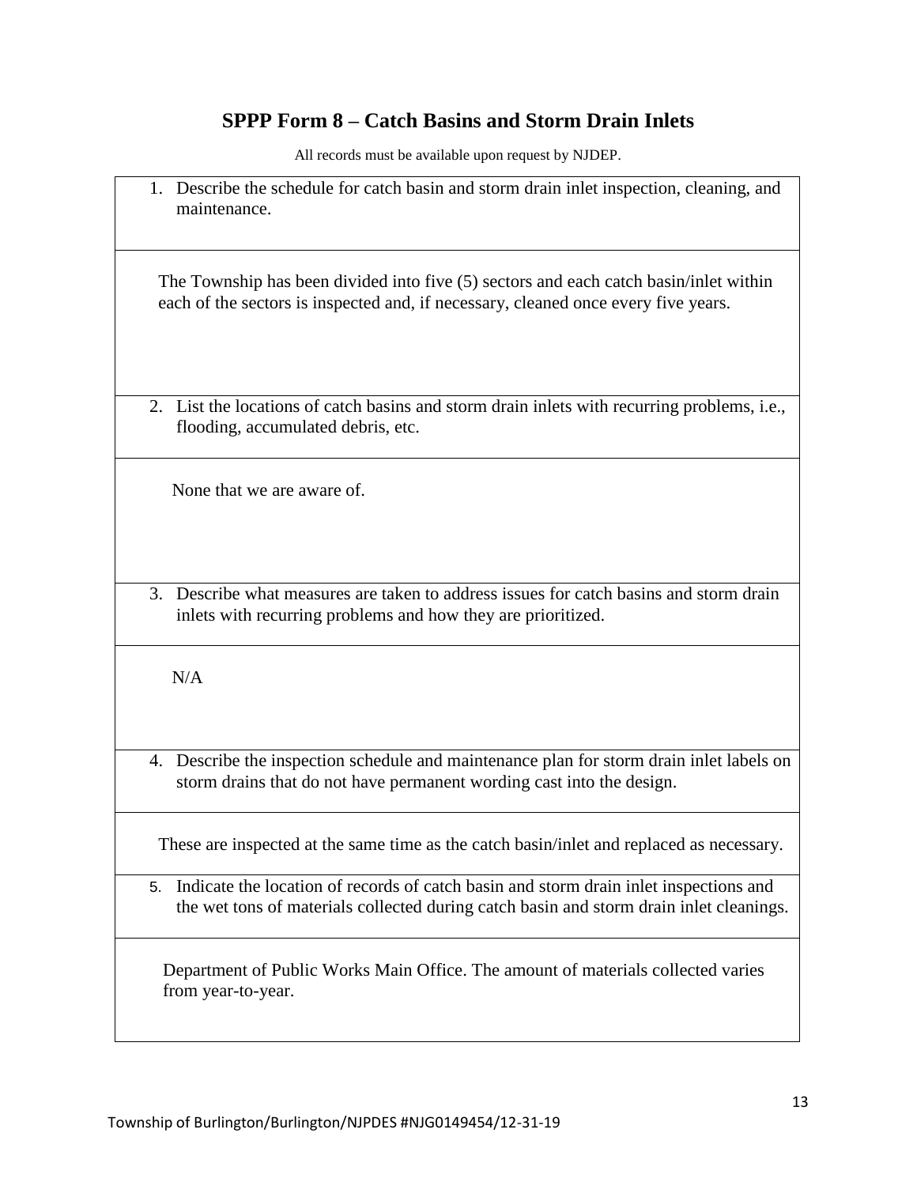## SPPP Form 8 – Catch Basins and Storm Drain Inlets

All records must be available upon request by NJDEP.

1. Describe the schedule for catch basin and storm drain inlet inspection, cleaning, and maintenance.

The Township has been divided into five (5) sectors and each catch basin/inlet within each of the sectors is inspected and, if necessary, cleaned once every five years.

2. List the locations of catch basins and storm drain inlets with recurring problems, i.e., flooding, accumulated debris, etc.

None that we are aware of.

3. Describe what measures are taken to address issues for catch basins and storm drain inlets with recurring problems and how they are prioritized.

N/A

4. Describe the inspection schedule and maintenance plan for storm drain inlet labels on storm drains that do not have permanent wording cast into the design.

These are inspected at the same time as the catch basin/inlet and replaced as necessary.

5. Indicate the location of records of catch basin and storm drain inlet inspections and the wet tons of materials collected during catch basin and storm drain inlet cleanings.

Department of Public Works Main Office. The amount of materials collected varies from year-to-year.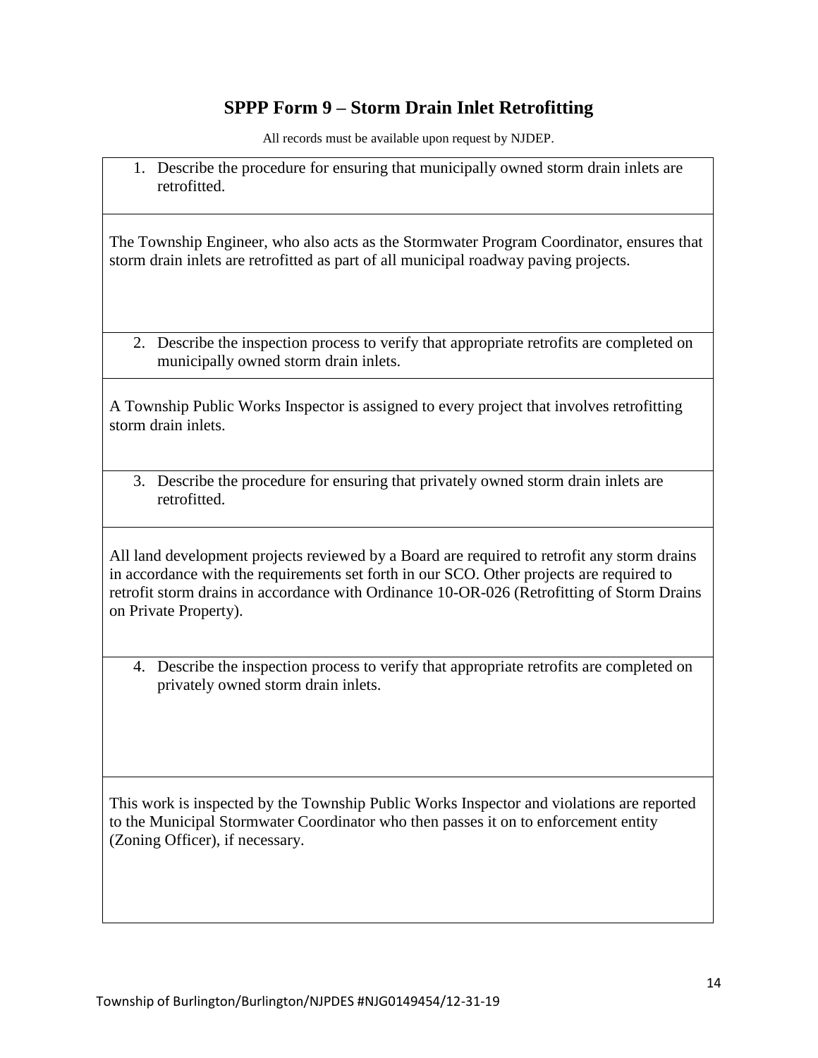## SPPP Form 9 – Storm Drain Inlet Retrofitting

All records must be available upon request by NJDEP.

1. Describe the procedure for ensuring that municipally owned storm drain inlets are retrofitted.

The Township Engineer, who also acts as the Stormwater Program Coordinator, ensures that storm drain inlets are retrofitted as part of all municipal roadway paving projects.

2. Describe the inspection process to verify that appropriate retrofits are completed on municipally owned storm drain inlets.

A Township Public Works Inspector is assigned to every project that involves retrofitting storm drain inlets.

3. Describe the procedure for ensuring that privately owned storm drain inlets are retrofitted.

All land development projects reviewed by a Board are required to retrofit any storm drains in accordance with the requirements set forth in our SCO. Other projects are required to retrofit storm drains in accordance with Ordinance 10-OR-026 (Retrofitting of Storm Drains on Private Property).

4. Describe the inspection process to verify that appropriate retrofits are completed on privately owned storm drain inlets.

This work is inspected by the Township Public Works Inspector and violations are reported to the Municipal Stormwater Coordinator who then passes it on to enforcement entity (Zoning Officer), if necessary.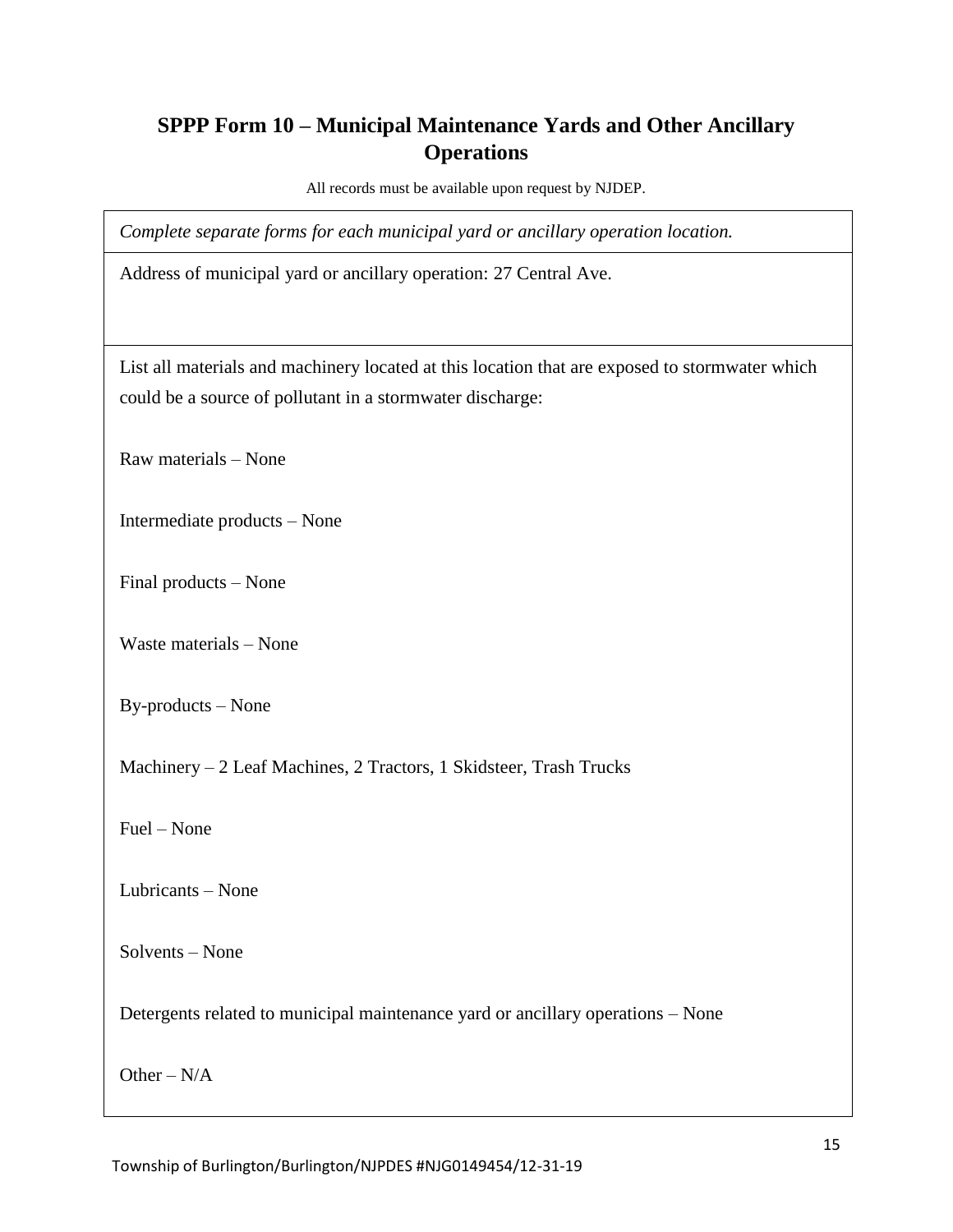## SPPP Form 10 – Municipal Maintenance Yards and Other Ancillary Operations

All records must be available upon request by NJDEP.

*Complete separate forms for each municipal yard or ancillary operation location.*

Address of municipal yard or ancillary operation: 27 Central Ave.

List all materials and machinery located at this location that are exposed to stormwater which could be a source of pollutant in a stormwater discharge:

Raw materials – None

Intermediate products – None

Final products – None

Waste materials – None

By-products – None

Machinery – 2 Leaf Machines, 2 Tractors, 1 Skidsteer, Trash Trucks

Fuel – None

Lubricants – None

Solvents – None

Detergents related to municipal maintenance yard or ancillary operations – None

Other – N/A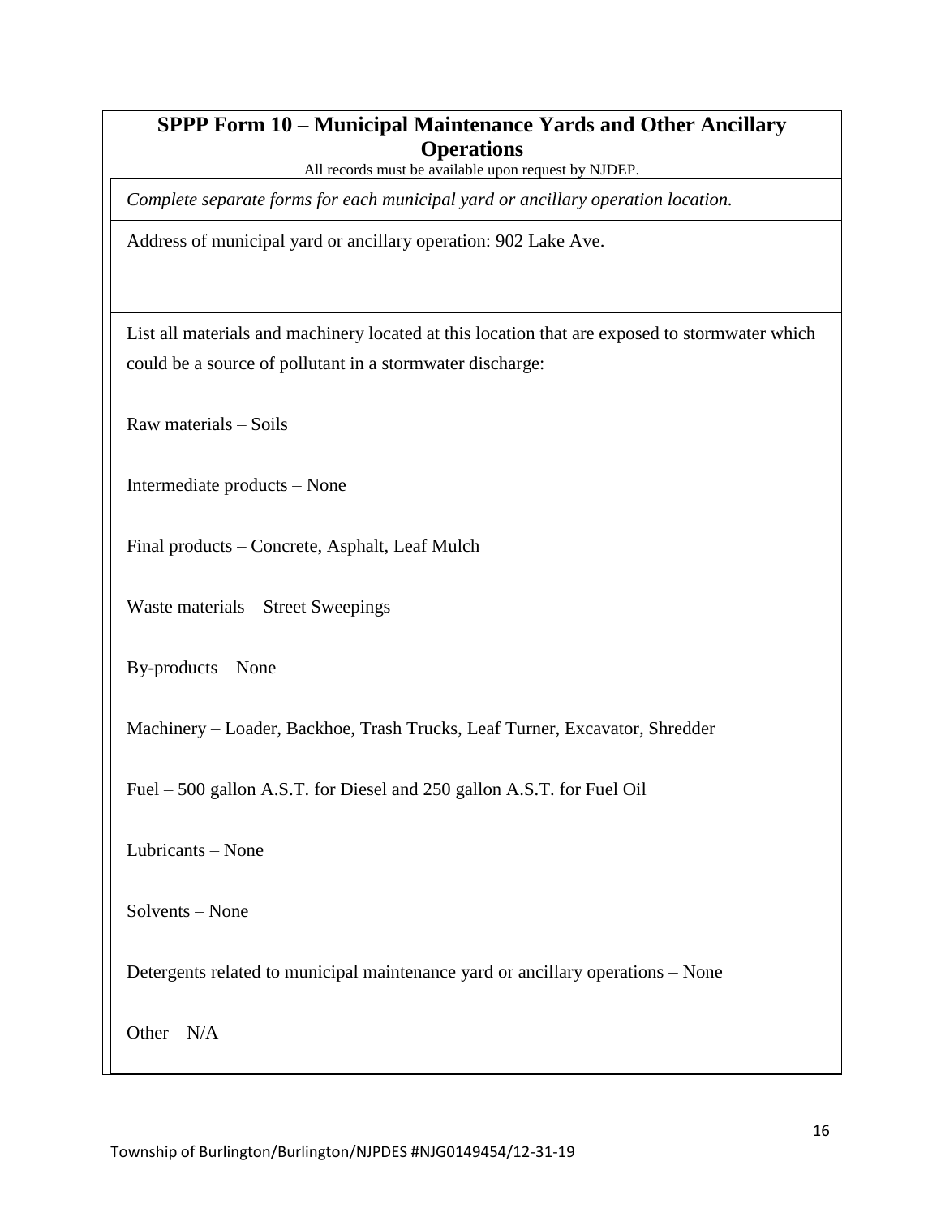## SPPP Form 10 – Municipal Maintenance Yards and Other Ancillary Operations

All records must be available upon request by NJDEP.

*Complete separate forms for each municipal yard or ancillary operation location.*

Address of municipal yard or ancillary operation: 902 Lake Ave.

List all materials and machinery located at this location that are exposed to stormwater which could be a source of pollutant in a stormwater discharge:

Raw materials – Soils

Intermediate products – None

Final products – Concrete, Asphalt, Leaf Mulch

Waste materials – Street Sweepings

By-products – None

Machinery – Loader, Backhoe, Trash Trucks, Leaf Turner, Excavator, Shredder

Fuel – 500 gallon A.S.T. for Diesel and 250 gallon A.S.T. for Fuel Oil

Lubricants – None

Solvents – None

Detergents related to municipal maintenance yard or ancillary operations – None

Other – N/A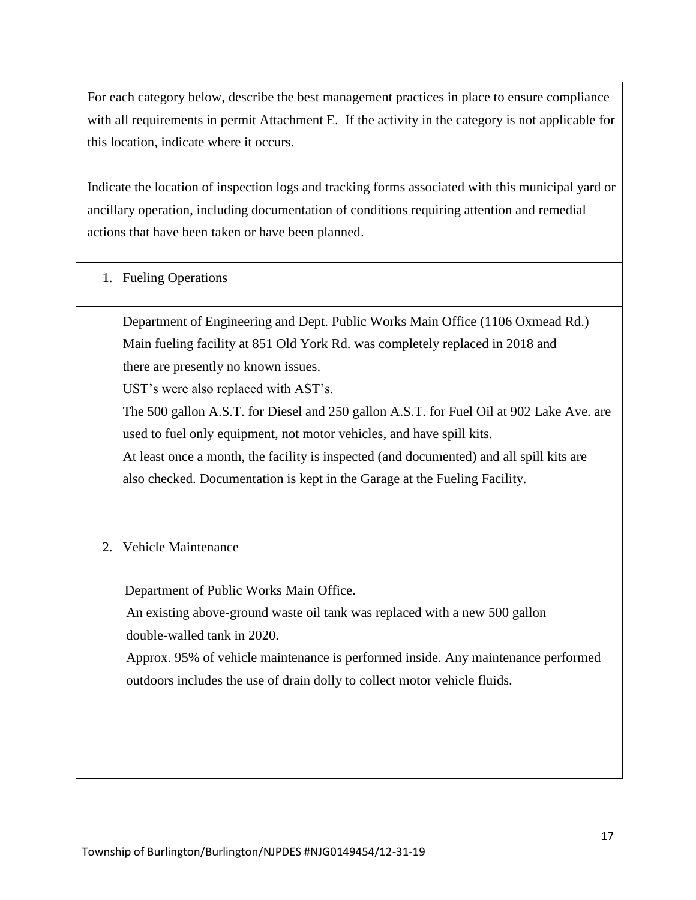For each category below, describe the best management practices in place to ensure compliance with all requirements in permit Attachment E. If the activity in the category is not applicable for this location, indicate where it occurs.

Indicate the location of inspection logs and tracking forms associated with this municipal yard or ancillary operation, including documentation of conditions requiring attention and remedial actions that have been taken or have been planned.

1. Fueling Operations

Department of Engineering and Dept. Public Works Main Office (1106 Oxmead Rd.)
Main fueling facility at 851 Old York Rd. was completely replaced in 2018 and there are presently no known issues.
UST's were also replaced with AST's.
The 500 gallon A.S.T. for Diesel and 250 gallon A.S.T. for Fuel Oil at 902 Lake Ave. are used to fuel only equipment, not motor vehicles, and have spill kits.
At least once a month, the facility is inspected (and documented) and all spill kits are also checked. Documentation is kept in the Garage at the Fueling Facility.

2. Vehicle Maintenance

Department of Public Works Main Office.
An existing above-ground waste oil tank was replaced with a new 500 gallon double-walled tank in 2020.
Approx. 95% of vehicle maintenance is performed inside. Any maintenance performed outdoors includes the use of drain dolly to collect motor vehicle fluids.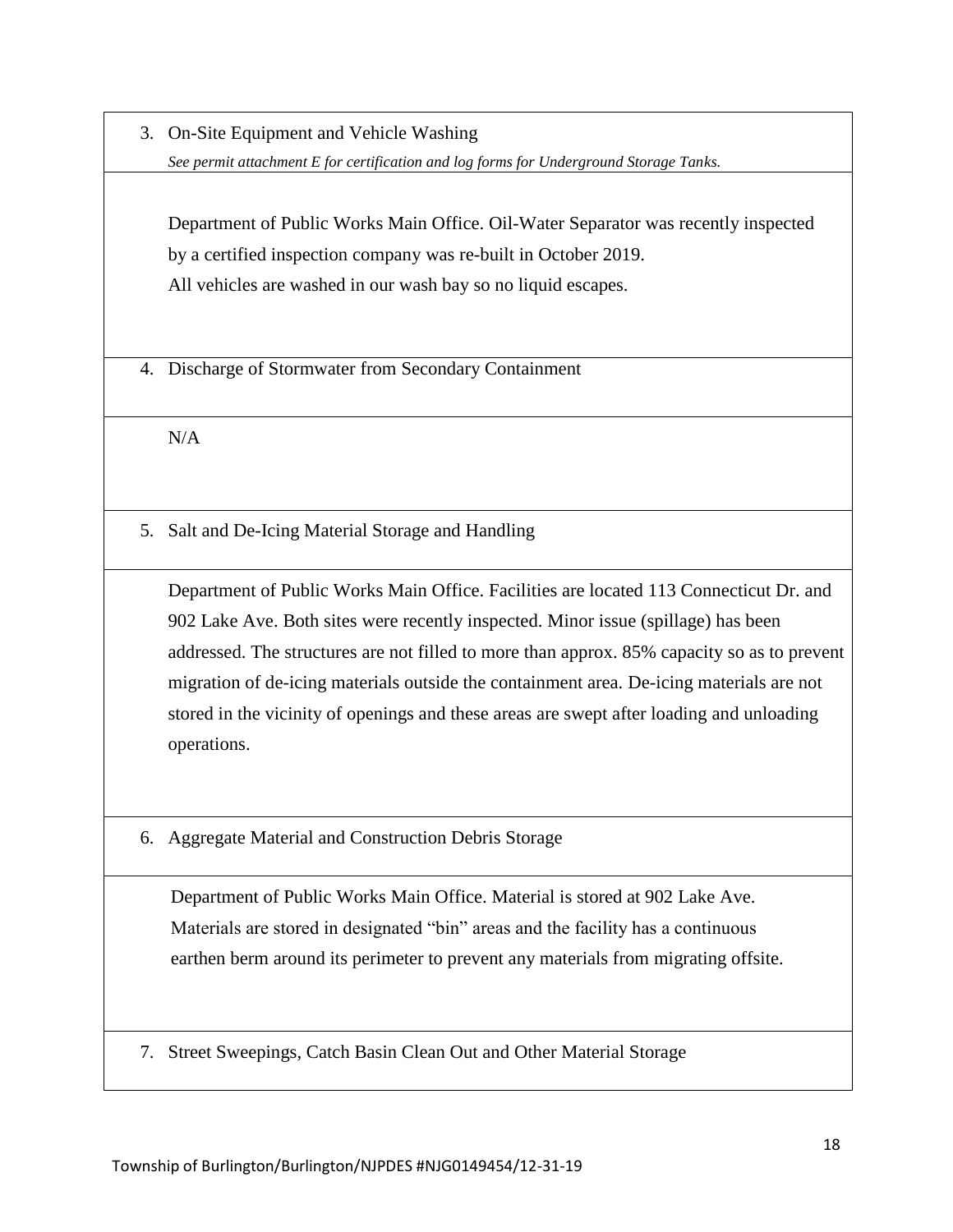3. On-Site Equipment and Vehicle Washing

   *See permit attachment E for certification and log forms for Underground Storage Tanks.*

   Department of Public Works Main Office. Oil-Water Separator was recently inspected by a certified inspection company was re-built in October 2019.
   All vehicles are washed in our wash bay so no liquid escapes.

4. Discharge of Stormwater from Secondary Containment

   N/A

5. Salt and De-Icing Material Storage and Handling

   Department of Public Works Main Office. Facilities are located 113 Connecticut Dr. and 902 Lake Ave. Both sites were recently inspected. Minor issue (spillage) has been addressed. The structures are not filled to more than approx. 85% capacity so as to prevent migration of de-icing materials outside the containment area. De-icing materials are not stored in the vicinity of openings and these areas are swept after loading and unloading operations.

6. Aggregate Material and Construction Debris Storage

   Department of Public Works Main Office. Material is stored at 902 Lake Ave. Materials are stored in designated "bin" areas and the facility has a continuous earthen berm around its perimeter to prevent any materials from migrating offsite.

7. Street Sweepings, Catch Basin Clean Out and Other Material Storage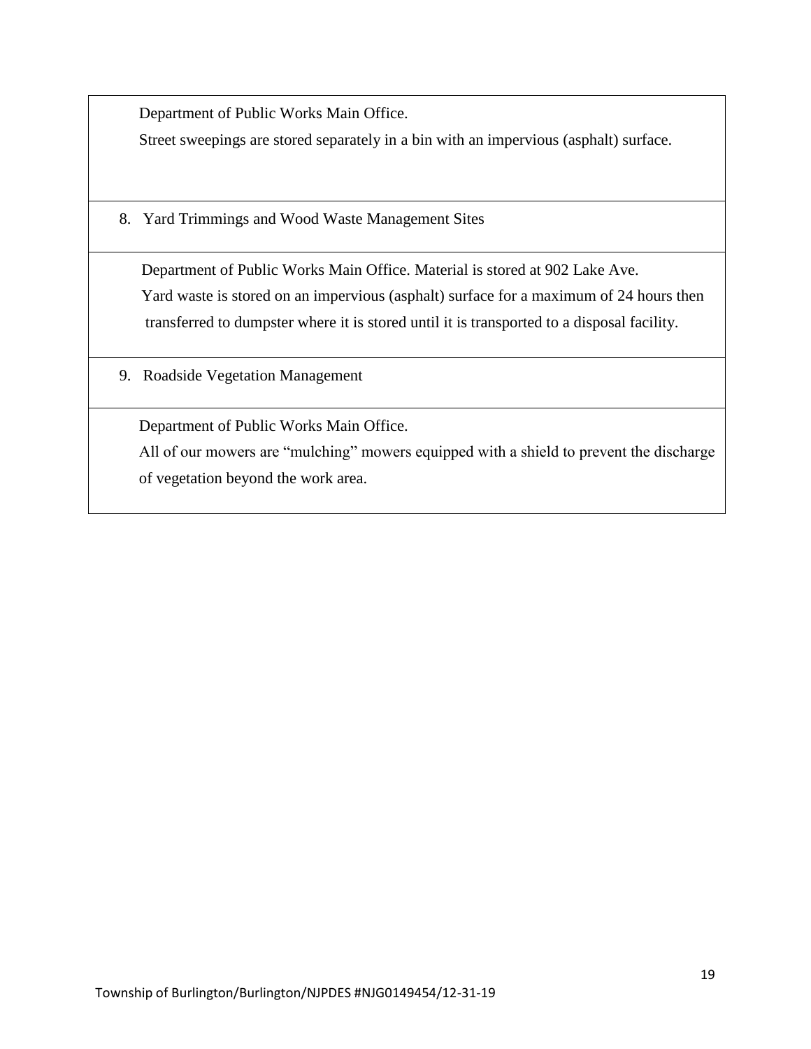| |
|---|
| Department of Public Works Main Office.<br>Street sweepings are stored separately in a bin with an impervious (asphalt) surface. |
| 8. Yard Trimmings and Wood Waste Management Sites |
| Department of Public Works Main Office. Material is stored at 902 Lake Ave.<br>Yard waste is stored on an impervious (asphalt) surface for a maximum of 24 hours then transferred to dumpster where it is stored until it is transported to a disposal facility. |
| 9. Roadside Vegetation Management |
| Department of Public Works Main Office.<br>All of our mowers are “mulching” mowers equipped with a shield to prevent the discharge of vegetation beyond the work area. |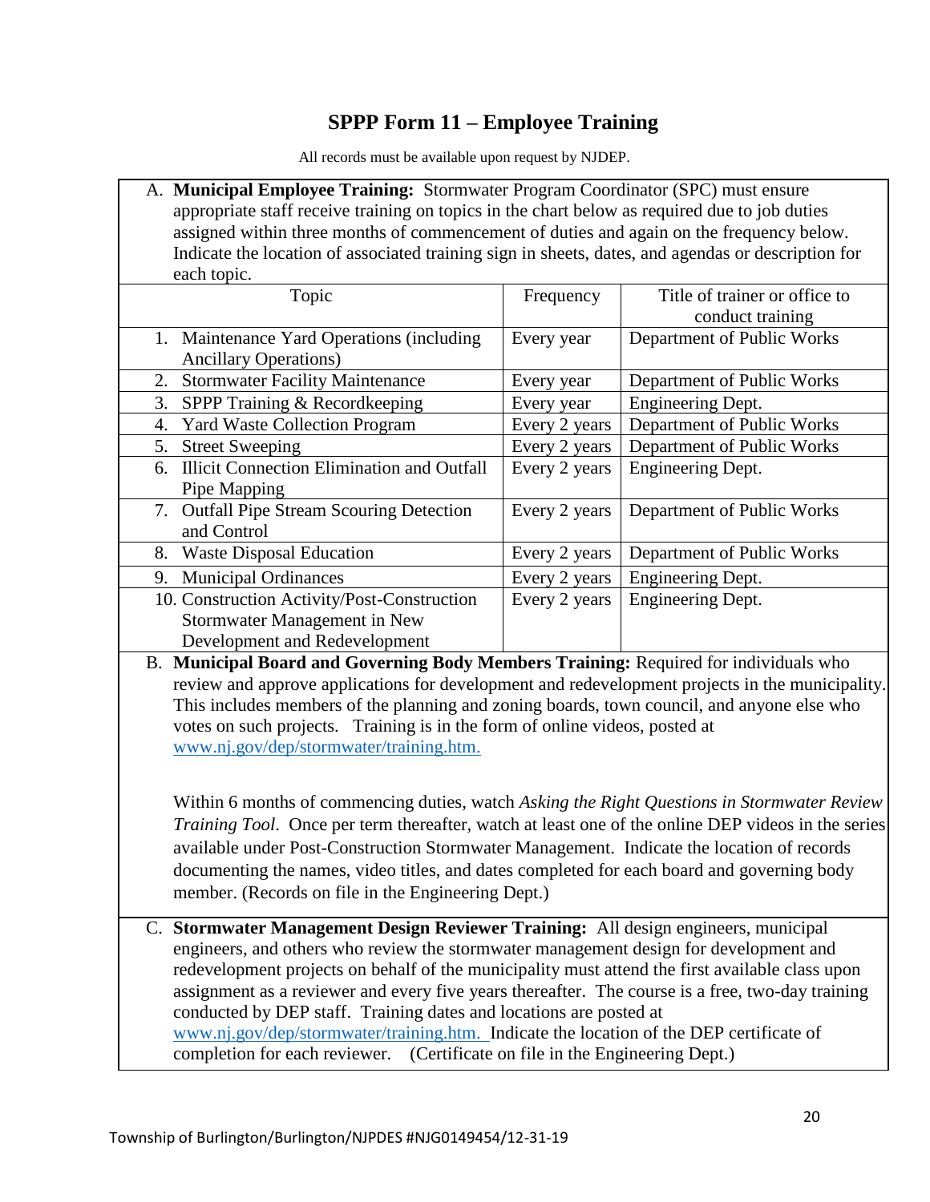# SPPP Form 11 – Employee Training

All records must be available upon request by NJDEP.

A. **Municipal Employee Training:** Stormwater Program Coordinator (SPC) must ensure appropriate staff receive training on topics in the chart below as required due to job duties assigned within three months of commencement of duties and again on the frequency below. Indicate the location of associated training sign in sheets, dates, and agendas or description for each topic.

| Topic | Frequency | Title of trainer or office to conduct training |
|---|---|---|
| 1. Maintenance Yard Operations (including Ancillary Operations) | Every year | Department of Public Works |
| 2. Stormwater Facility Maintenance | Every year | Department of Public Works |
| 3. SPPP Training & Recordkeeping | Every year | Engineering Dept. |
| 4. Yard Waste Collection Program | Every 2 years | Department of Public Works |
| 5. Street Sweeping | Every 2 years | Department of Public Works |
| 6. Illicit Connection Elimination and Outfall Pipe Mapping | Every 2 years | Engineering Dept. |
| 7. Outfall Pipe Stream Scouring Detection and Control | Every 2 years | Department of Public Works |
| 8. Waste Disposal Education | Every 2 years | Department of Public Works |
| 9. Municipal Ordinances | Every 2 years | Engineering Dept. |
| 10. Construction Activity/Post-Construction Stormwater Management in New Development and Redevelopment | Every 2 years | Engineering Dept. |

B. **Municipal Board and Governing Body Members Training:** Required for individuals who review and approve applications for development and redevelopment projects in the municipality. This includes members of the planning and zoning boards, town council, and anyone else who votes on such projects. Training is in the form of online videos, posted at www.nj.gov/dep/stormwater/training.htm.

Within 6 months of commencing duties, watch *Asking the Right Questions in Stormwater Review Training Tool*. Once per term thereafter, watch at least one of the online DEP videos in the series available under Post-Construction Stormwater Management. Indicate the location of records documenting the names, video titles, and dates completed for each board and governing body member. (Records on file in the Engineering Dept.)

C. **Stormwater Management Design Reviewer Training:** All design engineers, municipal engineers, and others who review the stormwater management design for development and redevelopment projects on behalf of the municipality must attend the first available class upon assignment as a reviewer and every five years thereafter. The course is a free, two-day training conducted by DEP staff. Training dates and locations are posted at www.nj.gov/dep/stormwater/training.htm. Indicate the location of the DEP certificate of completion for each reviewer. (Certificate on file in the Engineering Dept.)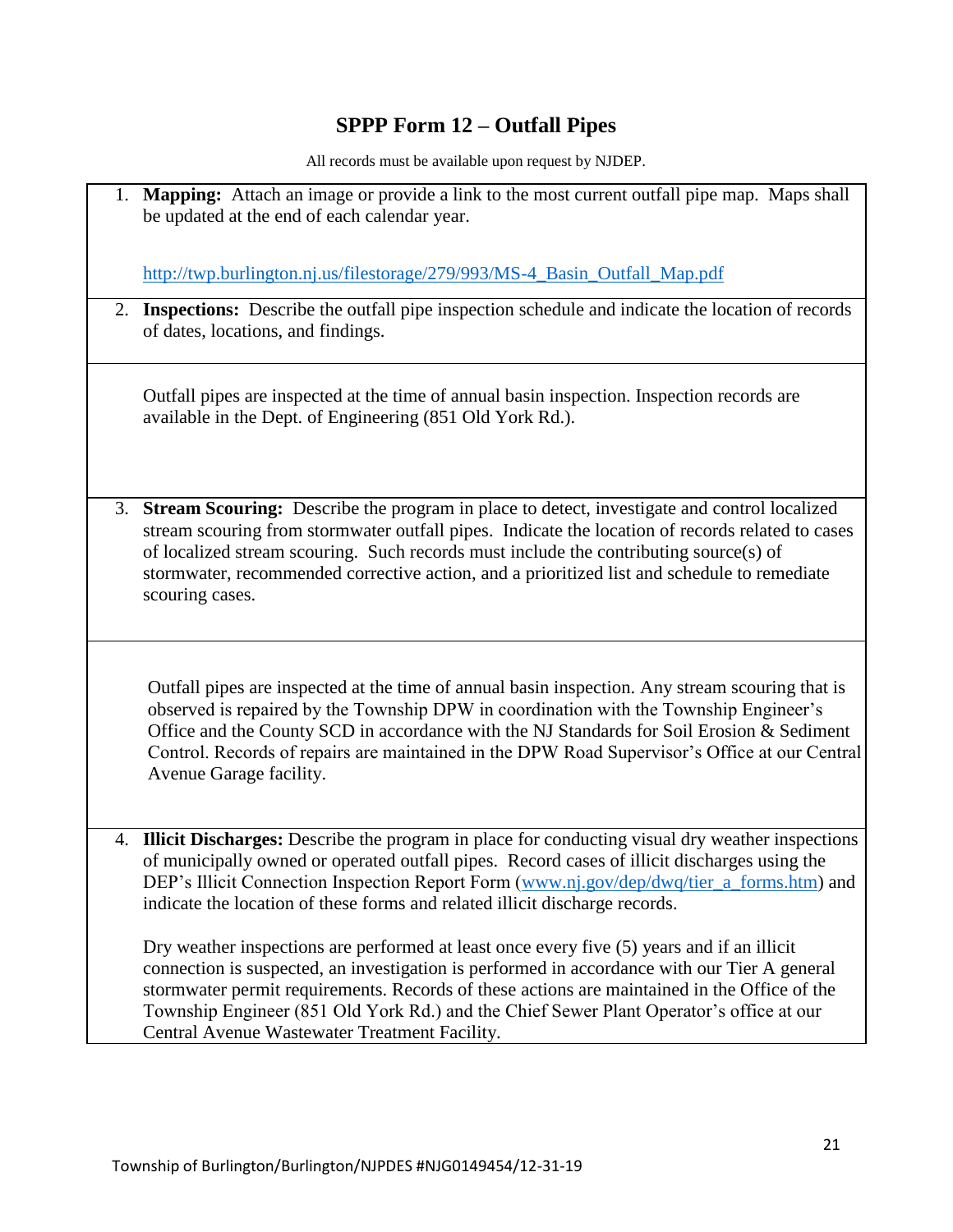# SPPP Form 12 – Outfall Pipes

All records must be available upon request by NJDEP.

1. **Mapping:** Attach an image or provide a link to the most current outfall pipe map. Maps shall be updated at the end of each calendar year.

   http://twp.burlington.nj.us/filestorage/279/993/MS-4_Basin_Outfall_Map.pdf

2. **Inspections:** Describe the outfall pipe inspection schedule and indicate the location of records of dates, locations, and findings.

   Outfall pipes are inspected at the time of annual basin inspection. Inspection records are available in the Dept. of Engineering (851 Old York Rd.).

3. **Stream Scouring:** Describe the program in place to detect, investigate and control localized stream scouring from stormwater outfall pipes. Indicate the location of records related to cases of localized stream scouring. Such records must include the contributing source(s) of stormwater, recommended corrective action, and a prioritized list and schedule to remediate scouring cases.

   Outfall pipes are inspected at the time of annual basin inspection. Any stream scouring that is observed is repaired by the Township DPW in coordination with the Township Engineer's Office and the County SCD in accordance with the NJ Standards for Soil Erosion & Sediment Control. Records of repairs are maintained in the DPW Road Supervisor's Office at our Central Avenue Garage facility.

4. **Illicit Discharges:** Describe the program in place for conducting visual dry weather inspections of municipally owned or operated outfall pipes. Record cases of illicit discharges using the DEP's Illicit Connection Inspection Report Form (www.nj.gov/dep/dwq/tier_a_forms.htm) and indicate the location of these forms and related illicit discharge records.

   Dry weather inspections are performed at least once every five (5) years and if an illicit connection is suspected, an investigation is performed in accordance with our Tier A general stormwater permit requirements. Records of these actions are maintained in the Office of the Township Engineer (851 Old York Rd.) and the Chief Sewer Plant Operator's office at our Central Avenue Wastewater Treatment Facility.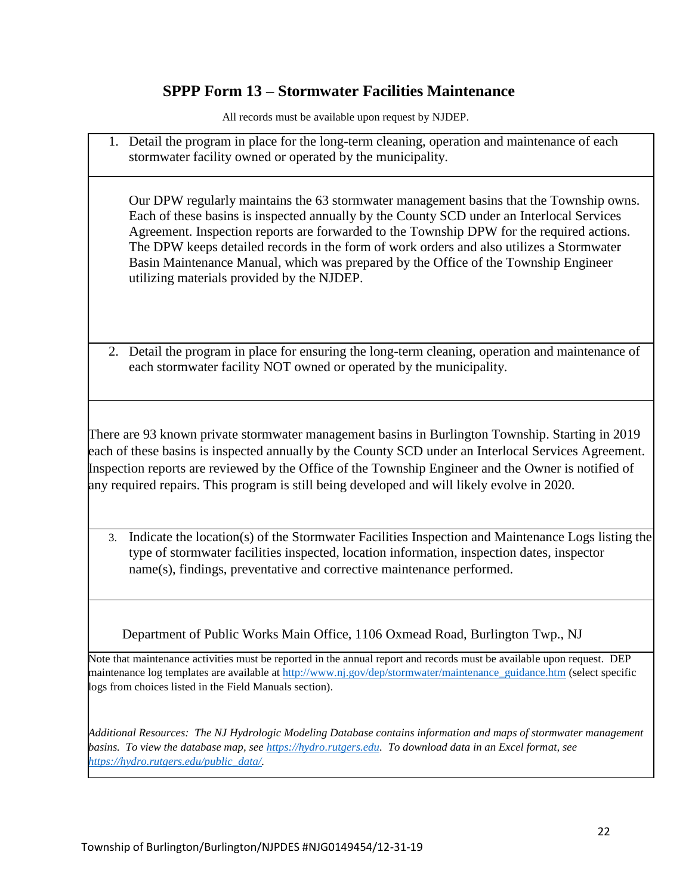## SPPP Form 13 – Stormwater Facilities Maintenance

All records must be available upon request by NJDEP.

1. Detail the program in place for the long-term cleaning, operation and maintenance of each stormwater facility owned or operated by the municipality.

Our DPW regularly maintains the 63 stormwater management basins that the Township owns. Each of these basins is inspected annually by the County SCD under an Interlocal Services Agreement. Inspection reports are forwarded to the Township DPW for the required actions. The DPW keeps detailed records in the form of work orders and also utilizes a Stormwater Basin Maintenance Manual, which was prepared by the Office of the Township Engineer utilizing materials provided by the NJDEP.

2. Detail the program in place for ensuring the long-term cleaning, operation and maintenance of each stormwater facility NOT owned or operated by the municipality.

There are 93 known private stormwater management basins in Burlington Township. Starting in 2019 each of these basins is inspected annually by the County SCD under an Interlocal Services Agreement. Inspection reports are reviewed by the Office of the Township Engineer and the Owner is notified of any required repairs. This program is still being developed and will likely evolve in 2020.

3. Indicate the location(s) of the Stormwater Facilities Inspection and Maintenance Logs listing the type of stormwater facilities inspected, location information, inspection dates, inspector name(s), findings, preventative and corrective maintenance performed.

Department of Public Works Main Office, 1106 Oxmead Road, Burlington Twp., NJ

Note that maintenance activities must be reported in the annual report and records must be available upon request. DEP maintenance log templates are available at http://www.nj.gov/dep/stormwater/maintenance_guidance.htm (select specific logs from choices listed in the Field Manuals section).

*Additional Resources: The NJ Hydrologic Modeling Database contains information and maps of stormwater management basins. To view the database map, see https://hydro.rutgers.edu. To download data in an Excel format, see https://hydro.rutgers.edu/public_data/.*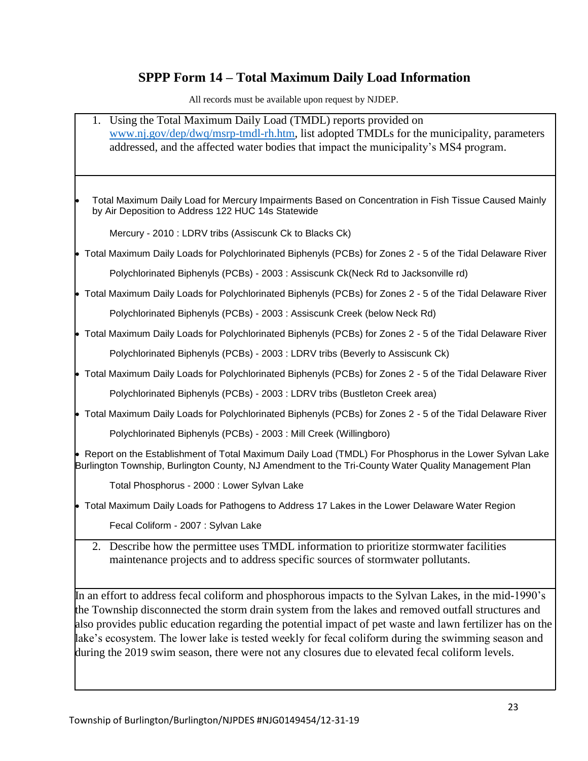## SPPP Form 14 – Total Maximum Daily Load Information

All records must be available upon request by NJDEP.

1. Using the Total Maximum Daily Load (TMDL) reports provided on [www.nj.gov/dep/dwq/msrp-tmdl-rh.htm](http://www.nj.gov/dep/dwq/msrp-tmdl-rh.htm), list adopted TMDLs for the municipality, parameters addressed, and the affected water bodies that impact the municipality's MS4 program.

- Total Maximum Daily Load for Mercury Impairments Based on Concentration in Fish Tissue Caused Mainly by Air Deposition to Address 122 HUC 14s Statewide

  Mercury - 2010 : LDRV tribs (Assiscunk Ck to Blacks Ck)

- Total Maximum Daily Loads for Polychlorinated Biphenyls (PCBs) for Zones 2 - 5 of the Tidal Delaware River

  Polychlorinated Biphenyls (PCBs) - 2003 : Assiscunk Ck(Neck Rd to Jacksonville rd)

- Total Maximum Daily Loads for Polychlorinated Biphenyls (PCBs) for Zones 2 - 5 of the Tidal Delaware River

  Polychlorinated Biphenyls (PCBs) - 2003 : Assiscunk Creek (below Neck Rd)

- Total Maximum Daily Loads for Polychlorinated Biphenyls (PCBs) for Zones 2 - 5 of the Tidal Delaware River

  Polychlorinated Biphenyls (PCBs) - 2003 : LDRV tribs (Beverly to Assiscunk Ck)

- Total Maximum Daily Loads for Polychlorinated Biphenyls (PCBs) for Zones 2 - 5 of the Tidal Delaware River

  Polychlorinated Biphenyls (PCBs) - 2003 : LDRV tribs (Bustleton Creek area)

- Total Maximum Daily Loads for Polychlorinated Biphenyls (PCBs) for Zones 2 - 5 of the Tidal Delaware River

  Polychlorinated Biphenyls (PCBs) - 2003 : Mill Creek (Willingboro)

- Report on the Establishment of Total Maximum Daily Load (TMDL) For Phosphorus in the Lower Sylvan Lake Burlington Township, Burlington County, NJ Amendment to the Tri-County Water Quality Management Plan

  Total Phosphorus - 2000 : Lower Sylvan Lake

- Total Maximum Daily Loads for Pathogens to Address 17 Lakes in the Lower Delaware Water Region

  Fecal Coliform - 2007 : Sylvan Lake

2. Describe how the permittee uses TMDL information to prioritize stormwater facilities maintenance projects and to address specific sources of stormwater pollutants.

In an effort to address fecal coliform and phosphorous impacts to the Sylvan Lakes, in the mid-1990's the Township disconnected the storm drain system from the lakes and removed outfall structures and also provides public education regarding the potential impact of pet waste and lawn fertilizer has on the lake's ecosystem. The lower lake is tested weekly for fecal coliform during the swimming season and during the 2019 swim season, there were not any closures due to elevated fecal coliform levels.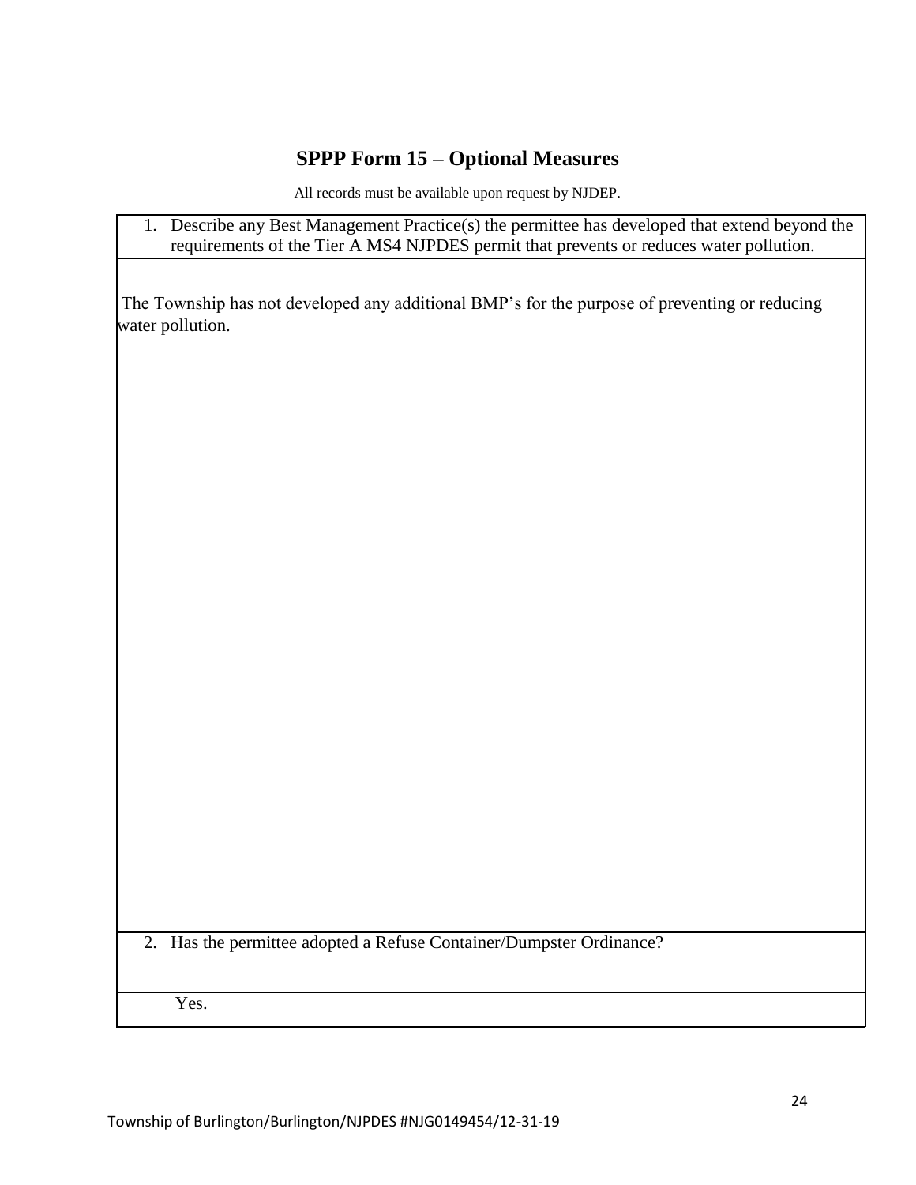# SPPP Form 15 – Optional Measures

All records must be available upon request by NJDEP.

1. Describe any Best Management Practice(s) the permittee has developed that extend beyond the requirements of the Tier A MS4 NJPDES permit that prevents or reduces water pollution.

The Township has not developed any additional BMP's for the purpose of preventing or reducing water pollution.

2. Has the permittee adopted a Refuse Container/Dumpster Ordinance?

Yes.